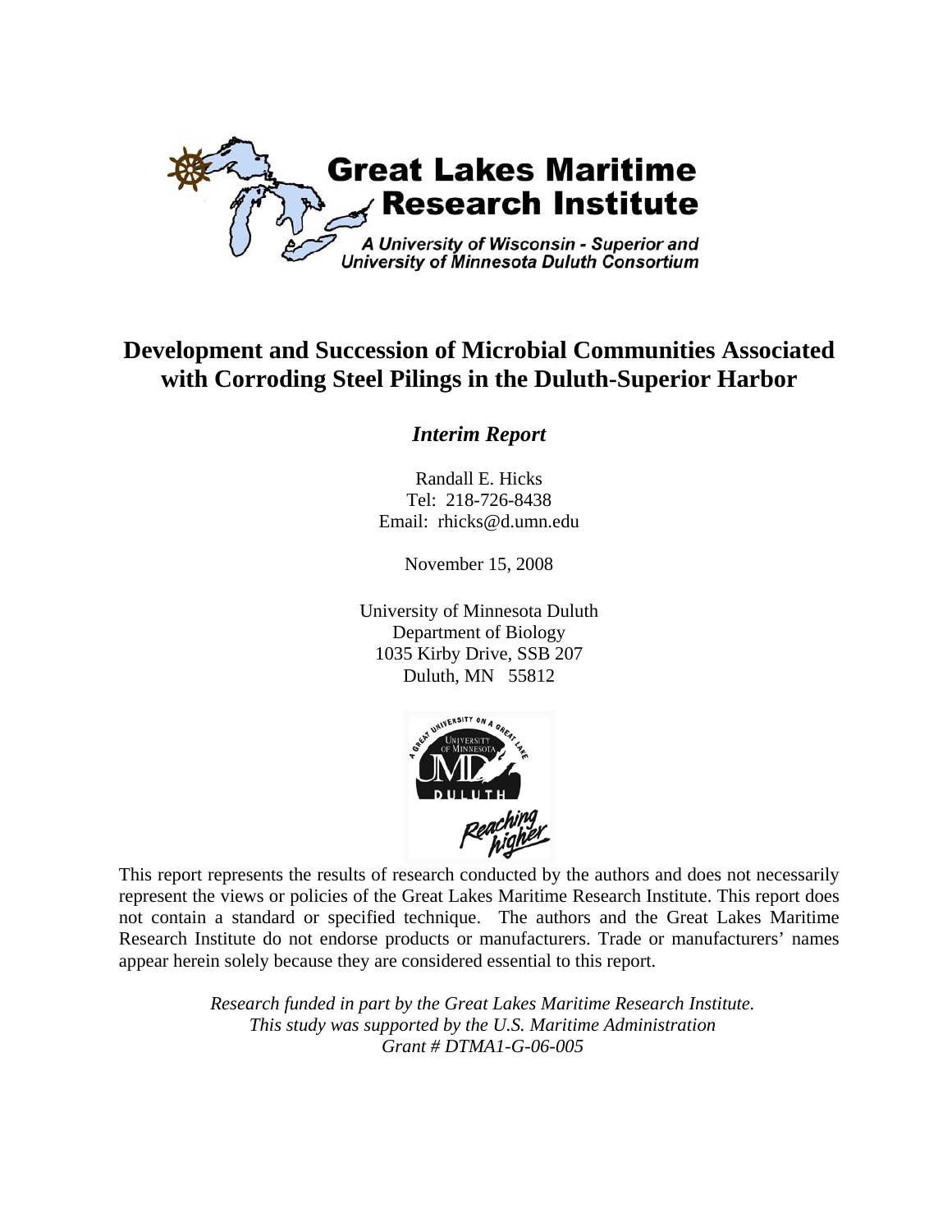**Great Lakes Maritime Research Institute**

*A University of Wisconsin - Superior and University of Minnesota Duluth Consortium*

# Development and Succession of Microbial Communities Associated with Corroding Steel Pilings in the Duluth-Superior Harbor

***Interim Report***

Randall E. Hicks
Tel: 218-726-8438
Email: rhicks@d.umn.edu

November 15, 2008

University of Minnesota Duluth
Department of Biology
1035 Kirby Drive, SSB 207
Duluth, MN 55812

This report represents the results of research conducted by the authors and does not necessarily represent the views or policies of the Great Lakes Maritime Research Institute. This report does not contain a standard or specified technique. The authors and the Great Lakes Maritime Research Institute do not endorse products or manufacturers. Trade or manufacturers' names appear herein solely because they are considered essential to this report.

*Research funded in part by the Great Lakes Maritime Research Institute.*
*This study was supported by the U.S. Maritime Administration*
*Grant # DTMA1-G-06-005*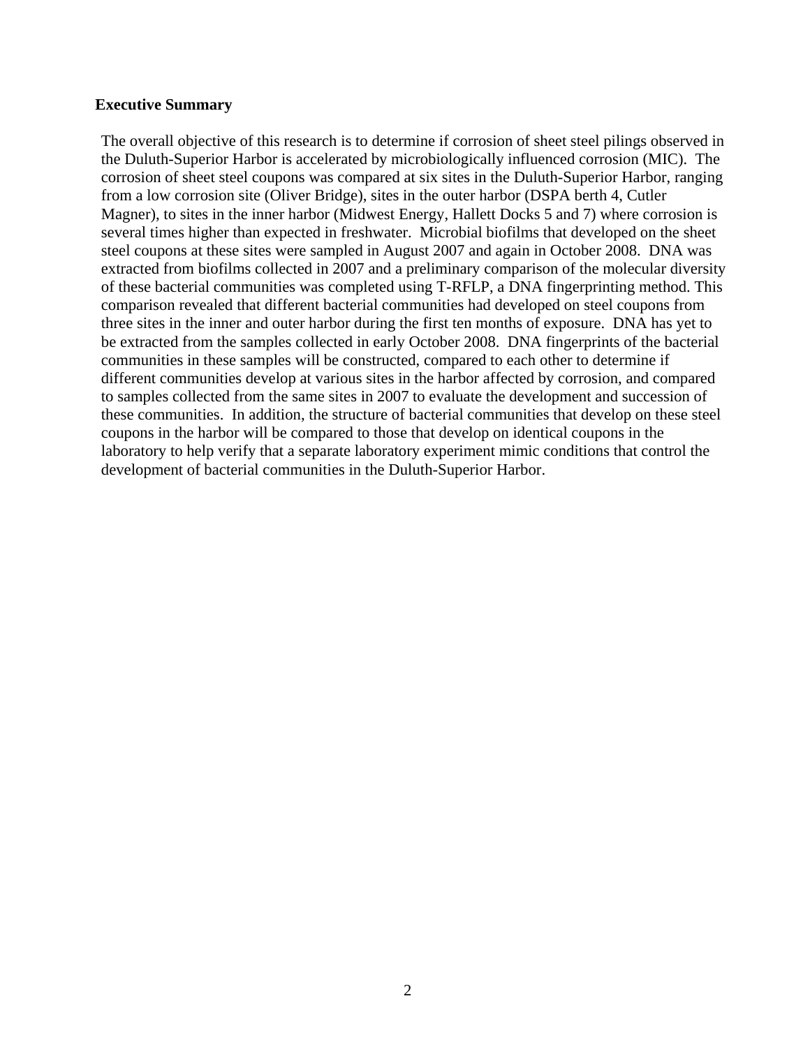## Executive Summary

The overall objective of this research is to determine if corrosion of sheet steel pilings observed in the Duluth-Superior Harbor is accelerated by microbiologically influenced corrosion (MIC). The corrosion of sheet steel coupons was compared at six sites in the Duluth-Superior Harbor, ranging from a low corrosion site (Oliver Bridge), sites in the outer harbor (DSPA berth 4, Cutler Magner), to sites in the inner harbor (Midwest Energy, Hallett Docks 5 and 7) where corrosion is several times higher than expected in freshwater. Microbial biofilms that developed on the sheet steel coupons at these sites were sampled in August 2007 and again in October 2008. DNA was extracted from biofilms collected in 2007 and a preliminary comparison of the molecular diversity of these bacterial communities was completed using T-RFLP, a DNA fingerprinting method. This comparison revealed that different bacterial communities had developed on steel coupons from three sites in the inner and outer harbor during the first ten months of exposure. DNA has yet to be extracted from the samples collected in early October 2008. DNA fingerprints of the bacterial communities in these samples will be constructed, compared to each other to determine if different communities develop at various sites in the harbor affected by corrosion, and compared to samples collected from the same sites in 2007 to evaluate the development and succession of these communities. In addition, the structure of bacterial communities that develop on these steel coupons in the harbor will be compared to those that develop on identical coupons in the laboratory to help verify that a separate laboratory experiment mimic conditions that control the development of bacterial communities in the Duluth-Superior Harbor.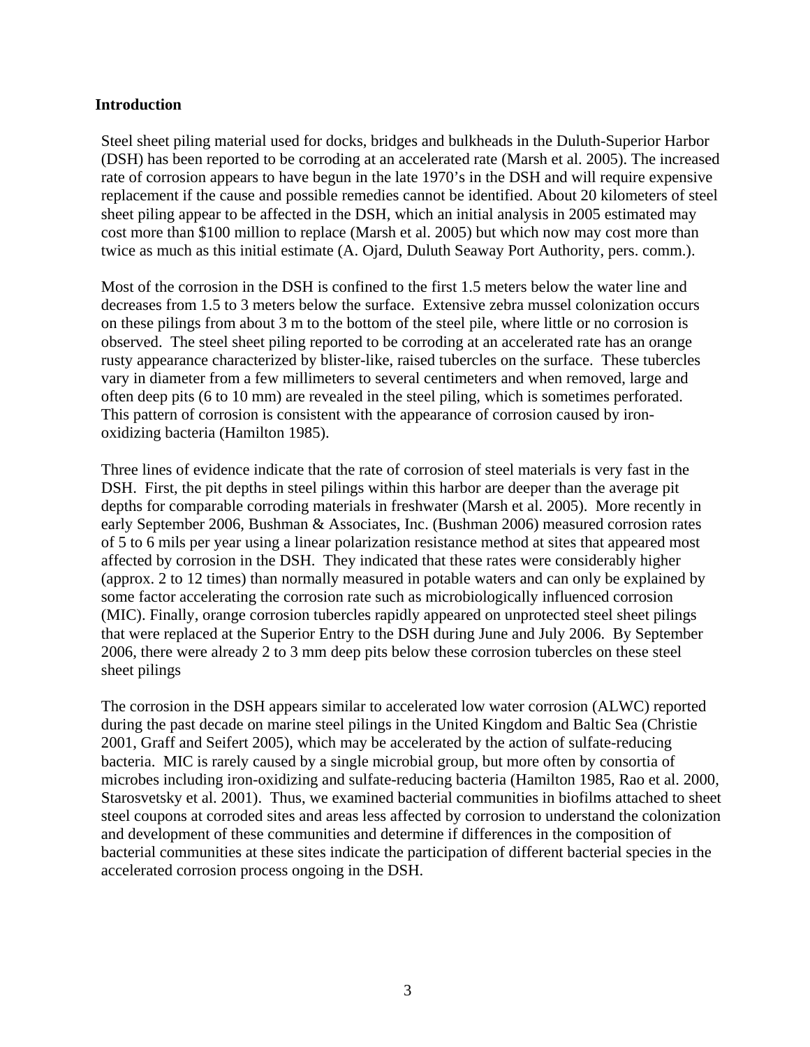## Introduction

Steel sheet piling material used for docks, bridges and bulkheads in the Duluth-Superior Harbor (DSH) has been reported to be corroding at an accelerated rate (Marsh et al. 2005). The increased rate of corrosion appears to have begun in the late 1970's in the DSH and will require expensive replacement if the cause and possible remedies cannot be identified. About 20 kilometers of steel sheet piling appear to be affected in the DSH, which an initial analysis in 2005 estimated may cost more than $100 million to replace (Marsh et al. 2005) but which now may cost more than twice as much as this initial estimate (A. Ojard, Duluth Seaway Port Authority, pers. comm.).

Most of the corrosion in the DSH is confined to the first 1.5 meters below the water line and decreases from 1.5 to 3 meters below the surface. Extensive zebra mussel colonization occurs on these pilings from about 3 m to the bottom of the steel pile, where little or no corrosion is observed. The steel sheet piling reported to be corroding at an accelerated rate has an orange rusty appearance characterized by blister-like, raised tubercles on the surface. These tubercles vary in diameter from a few millimeters to several centimeters and when removed, large and often deep pits (6 to 10 mm) are revealed in the steel piling, which is sometimes perforated. This pattern of corrosion is consistent with the appearance of corrosion caused by iron-oxidizing bacteria (Hamilton 1985).

Three lines of evidence indicate that the rate of corrosion of steel materials is very fast in the DSH. First, the pit depths in steel pilings within this harbor are deeper than the average pit depths for comparable corroding materials in freshwater (Marsh et al. 2005). More recently in early September 2006, Bushman & Associates, Inc. (Bushman 2006) measured corrosion rates of 5 to 6 mils per year using a linear polarization resistance method at sites that appeared most affected by corrosion in the DSH. They indicated that these rates were considerably higher (approx. 2 to 12 times) than normally measured in potable waters and can only be explained by some factor accelerating the corrosion rate such as microbiologically influenced corrosion (MIC). Finally, orange corrosion tubercles rapidly appeared on unprotected steel sheet pilings that were replaced at the Superior Entry to the DSH during June and July 2006. By September 2006, there were already 2 to 3 mm deep pits below these corrosion tubercles on these steel sheet pilings

The corrosion in the DSH appears similar to accelerated low water corrosion (ALWC) reported during the past decade on marine steel pilings in the United Kingdom and Baltic Sea (Christie 2001, Graff and Seifert 2005), which may be accelerated by the action of sulfate-reducing bacteria. MIC is rarely caused by a single microbial group, but more often by consortia of microbes including iron-oxidizing and sulfate-reducing bacteria (Hamilton 1985, Rao et al. 2000, Starosvetsky et al. 2001). Thus, we examined bacterial communities in biofilms attached to sheet steel coupons at corroded sites and areas less affected by corrosion to understand the colonization and development of these communities and determine if differences in the composition of bacterial communities at these sites indicate the participation of different bacterial species in the accelerated corrosion process ongoing in the DSH.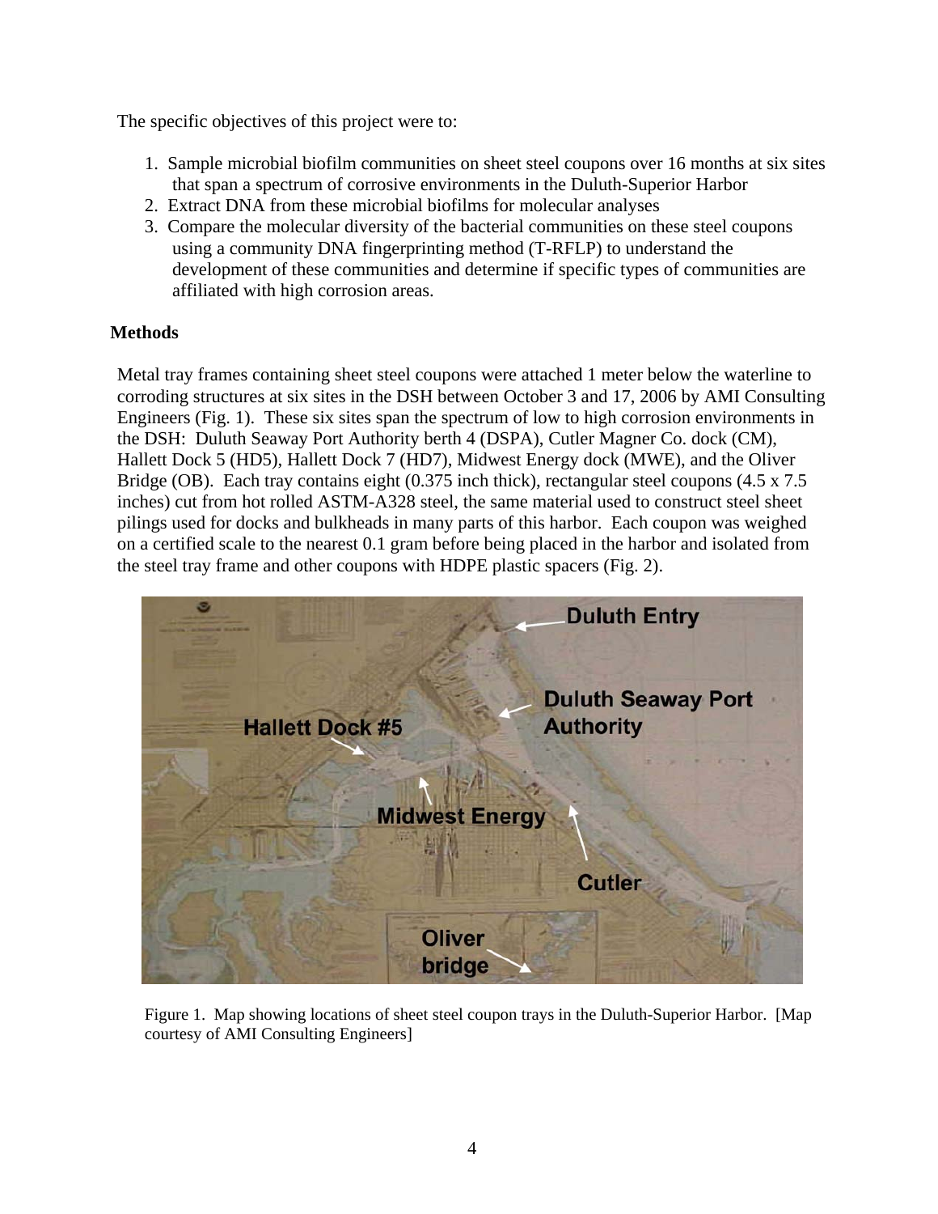The specific objectives of this project were to:

1. Sample microbial biofilm communities on sheet steel coupons over 16 months at six sites that span a spectrum of corrosive environments in the Duluth-Superior Harbor
2. Extract DNA from these microbial biofilms for molecular analyses
3. Compare the molecular diversity of the bacterial communities on these steel coupons using a community DNA fingerprinting method (T-RFLP) to understand the development of these communities and determine if specific types of communities are affiliated with high corrosion areas.

## Methods

Metal tray frames containing sheet steel coupons were attached 1 meter below the waterline to corroding structures at six sites in the DSH between October 3 and 17, 2006 by AMI Consulting Engineers (Fig. 1). These six sites span the spectrum of low to high corrosion environments in the DSH: Duluth Seaway Port Authority berth 4 (DSPA), Cutler Magner Co. dock (CM), Hallett Dock 5 (HD5), Hallett Dock 7 (HD7), Midwest Energy dock (MWE), and the Oliver Bridge (OB). Each tray contains eight (0.375 inch thick), rectangular steel coupons (4.5 x 7.5 inches) cut from hot rolled ASTM-A328 steel, the same material used to construct steel sheet pilings used for docks and bulkheads in many parts of this harbor. Each coupon was weighed on a certified scale to the nearest 0.1 gram before being placed in the harbor and isolated from the steel tray frame and other coupons with HDPE plastic spacers (Fig. 2).

Figure 1. Map showing locations of sheet steel coupon trays in the Duluth-Superior Harbor. [Map courtesy of AMI Consulting Engineers]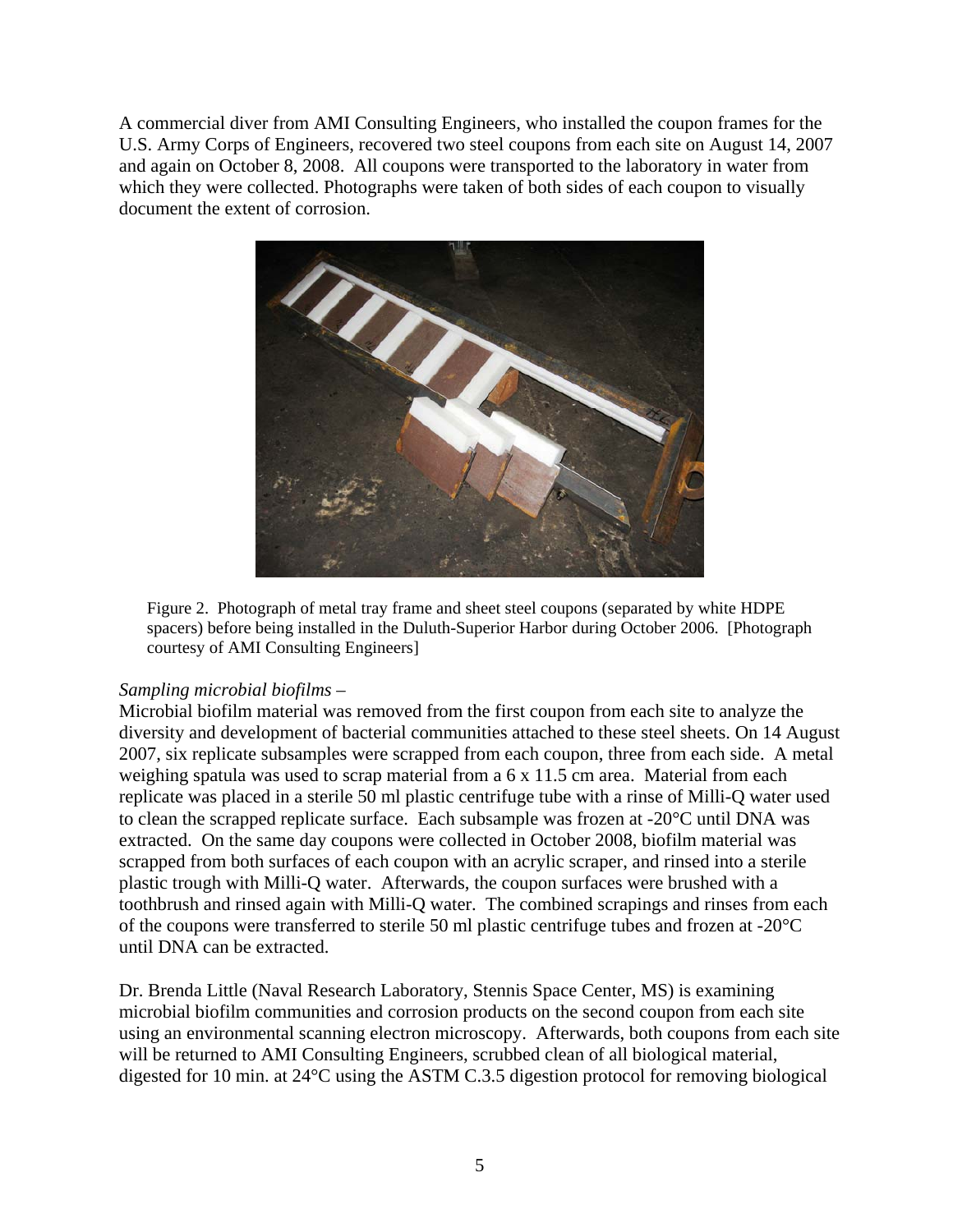A commercial diver from AMI Consulting Engineers, who installed the coupon frames for the U.S. Army Corps of Engineers, recovered two steel coupons from each site on August 14, 2007 and again on October 8, 2008. All coupons were transported to the laboratory in water from which they were collected. Photographs were taken of both sides of each coupon to visually document the extent of corrosion.

Figure 2. Photograph of metal tray frame and sheet steel coupons (separated by white HDPE spacers) before being installed in the Duluth-Superior Harbor during October 2006. [Photograph courtesy of AMI Consulting Engineers]

*Sampling microbial biofilms* –
Microbial biofilm material was removed from the first coupon from each site to analyze the diversity and development of bacterial communities attached to these steel sheets. On 14 August 2007, six replicate subsamples were scrapped from each coupon, three from each side. A metal weighing spatula was used to scrap material from a 6 x 11.5 cm area. Material from each replicate was placed in a sterile 50 ml plastic centrifuge tube with a rinse of Milli-Q water used to clean the scrapped replicate surface. Each subsample was frozen at -20°C until DNA was extracted. On the same day coupons were collected in October 2008, biofilm material was scrapped from both surfaces of each coupon with an acrylic scraper, and rinsed into a sterile plastic trough with Milli-Q water. Afterwards, the coupon surfaces were brushed with a toothbrush and rinsed again with Milli-Q water. The combined scrapings and rinses from each of the coupons were transferred to sterile 50 ml plastic centrifuge tubes and frozen at -20°C until DNA can be extracted.

Dr. Brenda Little (Naval Research Laboratory, Stennis Space Center, MS) is examining microbial biofilm communities and corrosion products on the second coupon from each site using an environmental scanning electron microscopy. Afterwards, both coupons from each site will be returned to AMI Consulting Engineers, scrubbed clean of all biological material, digested for 10 min. at 24°C using the ASTM C.3.5 digestion protocol for removing biological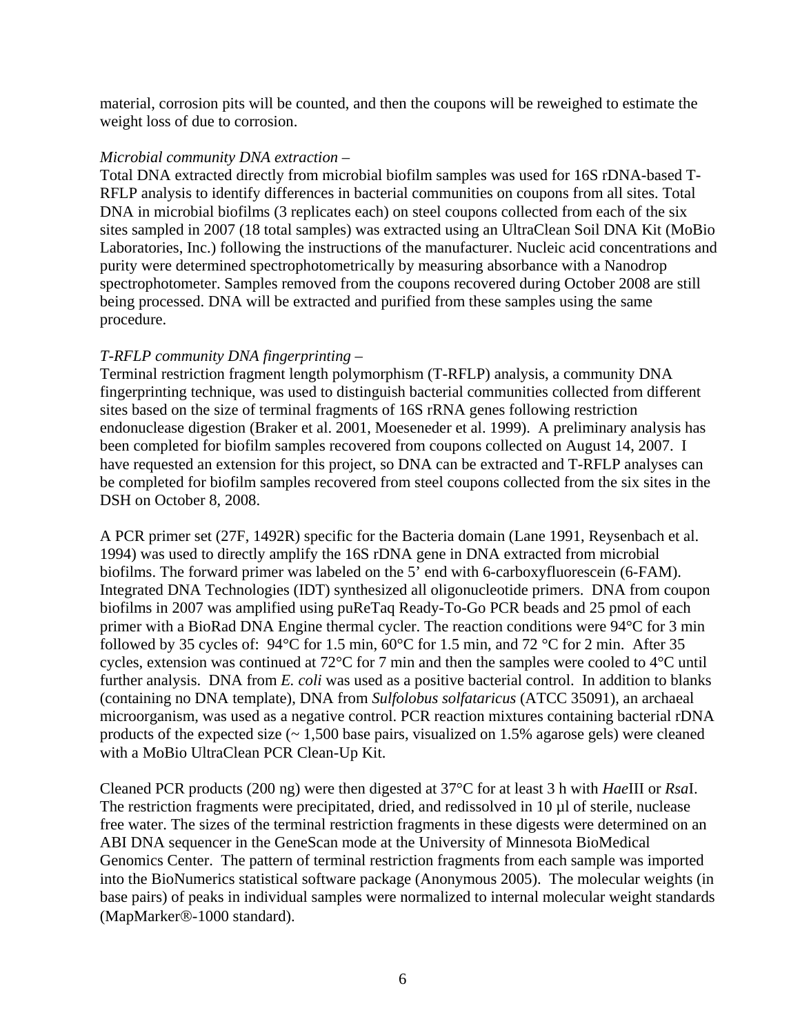material, corrosion pits will be counted, and then the coupons will be reweighed to estimate the weight loss of due to corrosion.

*Microbial community DNA extraction* –

Total DNA extracted directly from microbial biofilm samples was used for 16S rDNA-based T-RFLP analysis to identify differences in bacterial communities on coupons from all sites. Total DNA in microbial biofilms (3 replicates each) on steel coupons collected from each of the six sites sampled in 2007 (18 total samples) was extracted using an UltraClean Soil DNA Kit (MoBio Laboratories, Inc.) following the instructions of the manufacturer. Nucleic acid concentrations and purity were determined spectrophotometrically by measuring absorbance with a Nanodrop spectrophotometer. Samples removed from the coupons recovered during October 2008 are still being processed. DNA will be extracted and purified from these samples using the same procedure.

*T-RFLP community DNA fingerprinting* –

Terminal restriction fragment length polymorphism (T-RFLP) analysis, a community DNA fingerprinting technique, was used to distinguish bacterial communities collected from different sites based on the size of terminal fragments of 16S rRNA genes following restriction endonuclease digestion (Braker et al. 2001, Moeseneder et al. 1999). A preliminary analysis has been completed for biofilm samples recovered from coupons collected on August 14, 2007. I have requested an extension for this project, so DNA can be extracted and T-RFLP analyses can be completed for biofilm samples recovered from steel coupons collected from the six sites in the DSH on October 8, 2008.

A PCR primer set (27F, 1492R) specific for the Bacteria domain (Lane 1991, Reysenbach et al. 1994) was used to directly amplify the 16S rDNA gene in DNA extracted from microbial biofilms. The forward primer was labeled on the 5' end with 6-carboxyfluorescein (6-FAM). Integrated DNA Technologies (IDT) synthesized all oligonucleotide primers. DNA from coupon biofilms in 2007 was amplified using puReTaq Ready-To-Go PCR beads and 25 pmol of each primer with a BioRad DNA Engine thermal cycler. The reaction conditions were 94°C for 3 min followed by 35 cycles of: 94°C for 1.5 min, 60°C for 1.5 min, and 72 °C for 2 min. After 35 cycles, extension was continued at 72°C for 7 min and then the samples were cooled to 4°C until further analysis. DNA from *E. coli* was used as a positive bacterial control. In addition to blanks (containing no DNA template), DNA from *Sulfolobus solfataricus* (ATCC 35091), an archaeal microorganism, was used as a negative control. PCR reaction mixtures containing bacterial rDNA products of the expected size (~ 1,500 base pairs, visualized on 1.5% agarose gels) were cleaned with a MoBio UltraClean PCR Clean-Up Kit.

Cleaned PCR products (200 ng) were then digested at 37°C for at least 3 h with *Hae*III or *Rsa*I. The restriction fragments were precipitated, dried, and redissolved in 10 µl of sterile, nuclease free water. The sizes of the terminal restriction fragments in these digests were determined on an ABI DNA sequencer in the GeneScan mode at the University of Minnesota BioMedical Genomics Center. The pattern of terminal restriction fragments from each sample was imported into the BioNumerics statistical software package (Anonymous 2005). The molecular weights (in base pairs) of peaks in individual samples were normalized to internal molecular weight standards (MapMarker®-1000 standard).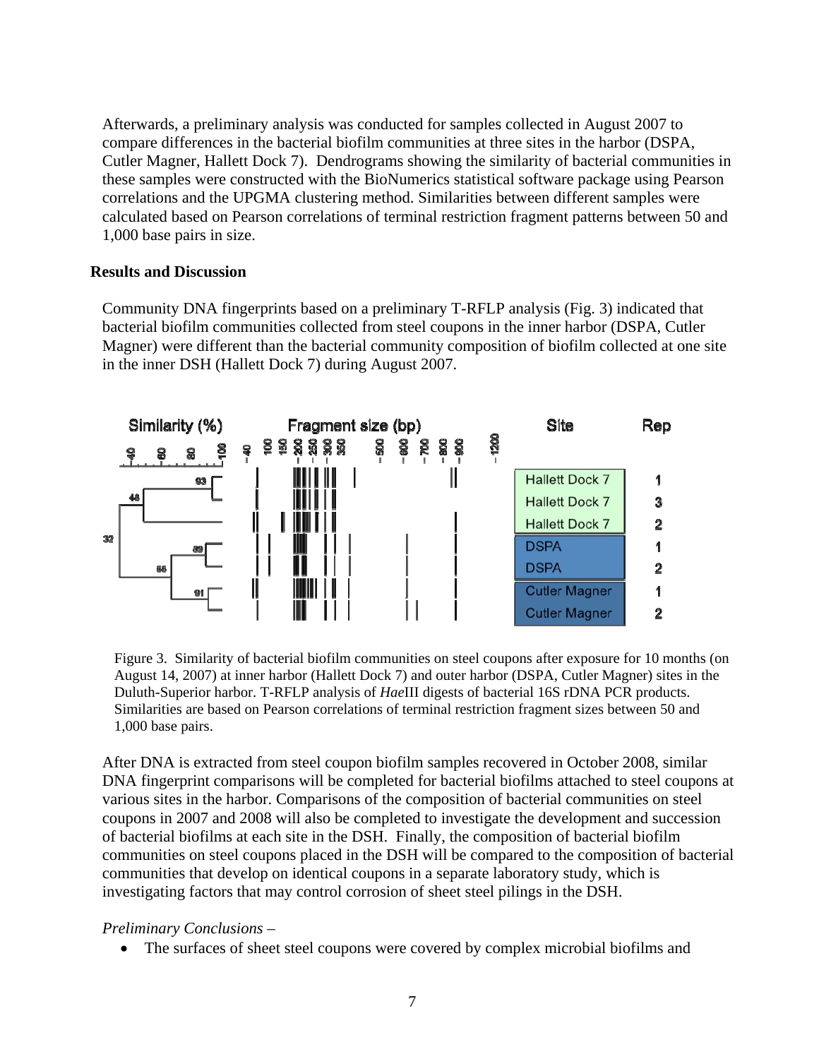Afterwards, a preliminary analysis was conducted for samples collected in August 2007 to compare differences in the bacterial biofilm communities at three sites in the harbor (DSPA, Cutler Magner, Hallett Dock 7). Dendrograms showing the similarity of bacterial communities in these samples were constructed with the BioNumerics statistical software package using Pearson correlations and the UPGMA clustering method. Similarities between different samples were calculated based on Pearson correlations of terminal restriction fragment patterns between 50 and 1,000 base pairs in size.

## Results and Discussion

Community DNA fingerprints based on a preliminary T-RFLP analysis (Fig. 3) indicated that bacterial biofilm communities collected from steel coupons in the inner harbor (DSPA, Cutler Magner) were different than the bacterial community composition of biofilm collected at one site in the inner DSH (Hallett Dock 7) during August 2007.

Figure 3. Similarity of bacterial biofilm communities on steel coupons after exposure for 10 months (on August 14, 2007) at inner harbor (Hallett Dock 7) and outer harbor (DSPA, Cutler Magner) sites in the Duluth-Superior harbor. T-RFLP analysis of *Hae*III digests of bacterial 16S rDNA PCR products. Similarities are based on Pearson correlations of terminal restriction fragment sizes between 50 and 1,000 base pairs.

After DNA is extracted from steel coupon biofilm samples recovered in October 2008, similar DNA fingerprint comparisons will be completed for bacterial biofilms attached to steel coupons at various sites in the harbor. Comparisons of the composition of bacterial communities on steel coupons in 2007 and 2008 will also be completed to investigate the development and succession of bacterial biofilms at each site in the DSH. Finally, the composition of bacterial biofilm communities on steel coupons placed in the DSH will be compared to the composition of bacterial communities that develop on identical coupons in a separate laboratory study, which is investigating factors that may control corrosion of sheet steel pilings in the DSH.

*Preliminary Conclusions –*

- The surfaces of sheet steel coupons were covered by complex microbial biofilms and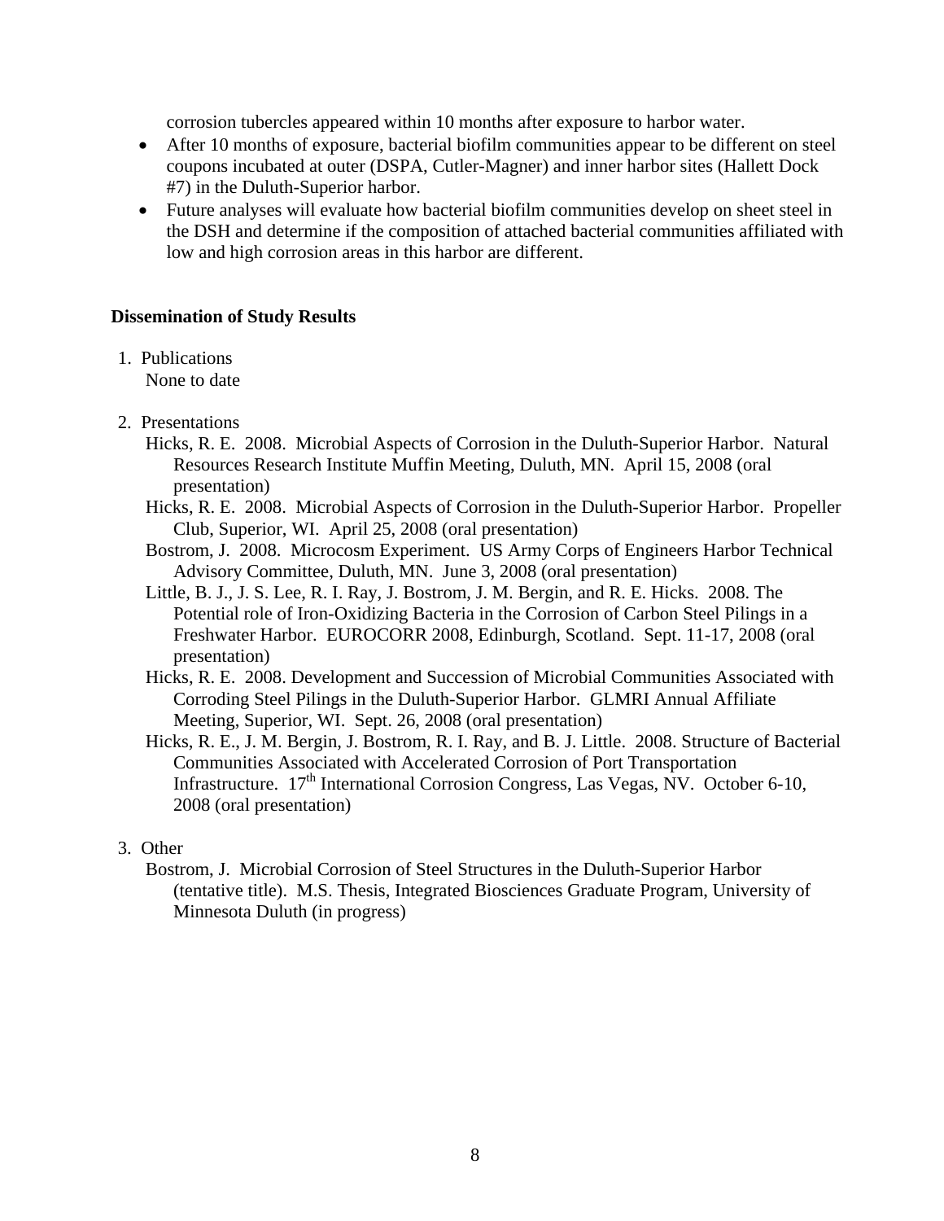corrosion tubercles appeared within 10 months after exposure to harbor water.

- After 10 months of exposure, bacterial biofilm communities appear to be different on steel coupons incubated at outer (DSPA, Cutler-Magner) and inner harbor sites (Hallett Dock #7) in the Duluth-Superior harbor.
- Future analyses will evaluate how bacterial biofilm communities develop on sheet steel in the DSH and determine if the composition of attached bacterial communities affiliated with low and high corrosion areas in this harbor are different.

**Dissemination of Study Results**

1. Publications
   None to date

2. Presentations
   Hicks, R. E. 2008. Microbial Aspects of Corrosion in the Duluth-Superior Harbor. Natural Resources Research Institute Muffin Meeting, Duluth, MN. April 15, 2008 (oral presentation)
   Hicks, R. E. 2008. Microbial Aspects of Corrosion in the Duluth-Superior Harbor. Propeller Club, Superior, WI. April 25, 2008 (oral presentation)
   Bostrom, J. 2008. Microcosm Experiment. US Army Corps of Engineers Harbor Technical Advisory Committee, Duluth, MN. June 3, 2008 (oral presentation)
   Little, B. J., J. S. Lee, R. I. Ray, J. Bostrom, J. M. Bergin, and R. E. Hicks. 2008. The Potential role of Iron-Oxidizing Bacteria in the Corrosion of Carbon Steel Pilings in a Freshwater Harbor. EUROCORR 2008, Edinburgh, Scotland. Sept. 11-17, 2008 (oral presentation)
   Hicks, R. E. 2008. Development and Succession of Microbial Communities Associated with Corroding Steel Pilings in the Duluth-Superior Harbor. GLMRI Annual Affiliate Meeting, Superior, WI. Sept. 26, 2008 (oral presentation)
   Hicks, R. E., J. M. Bergin, J. Bostrom, R. I. Ray, and B. J. Little. 2008. Structure of Bacterial Communities Associated with Accelerated Corrosion of Port Transportation Infrastructure. 17th International Corrosion Congress, Las Vegas, NV. October 6-10, 2008 (oral presentation)

3. Other
   Bostrom, J. Microbial Corrosion of Steel Structures in the Duluth-Superior Harbor (tentative title). M.S. Thesis, Integrated Biosciences Graduate Program, University of Minnesota Duluth (in progress)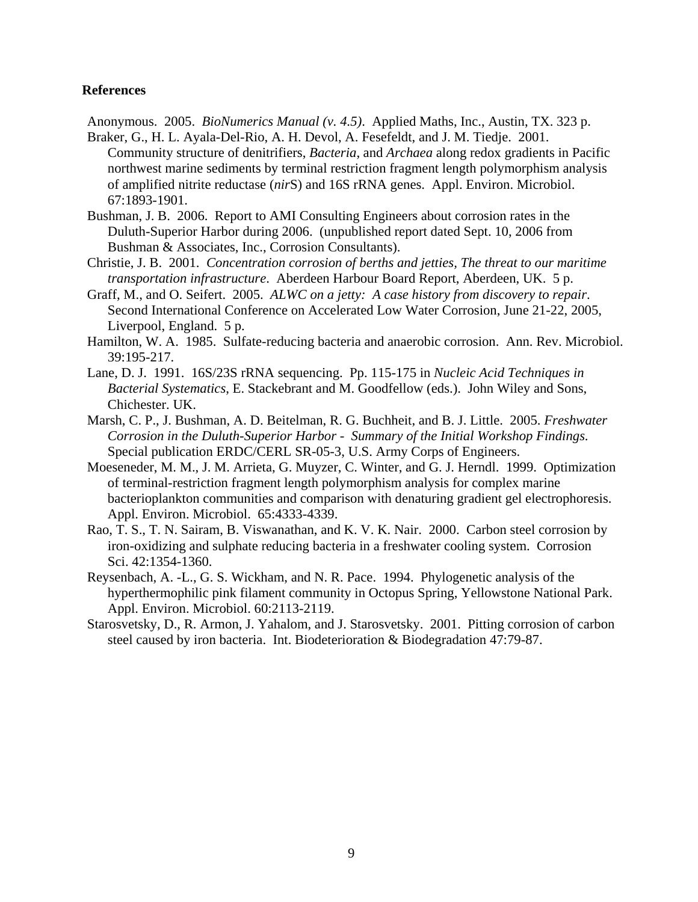**References**

Anonymous. 2005. *BioNumerics Manual (v. 4.5)*. Applied Maths, Inc., Austin, TX. 323 p.

Braker, G., H. L. Ayala-Del-Rio, A. H. Devol, A. Fesefeldt, and J. M. Tiedje. 2001. Community structure of denitrifiers, *Bacteria*, and *Archaea* along redox gradients in Pacific northwest marine sediments by terminal restriction fragment length polymorphism analysis of amplified nitrite reductase (*nir*S) and 16S rRNA genes. Appl. Environ. Microbiol. 67:1893-1901.

Bushman, J. B. 2006. Report to AMI Consulting Engineers about corrosion rates in the Duluth-Superior Harbor during 2006. (unpublished report dated Sept. 10, 2006 from Bushman & Associates, Inc., Corrosion Consultants).

Christie, J. B. 2001. *Concentration corrosion of berths and jetties, The threat to our maritime transportation infrastructure*. Aberdeen Harbour Board Report, Aberdeen, UK. 5 p.

Graff, M., and O. Seifert. 2005. *ALWC on a jetty: A case history from discovery to repair*. Second International Conference on Accelerated Low Water Corrosion, June 21-22, 2005, Liverpool, England. 5 p.

Hamilton, W. A. 1985. Sulfate-reducing bacteria and anaerobic corrosion. Ann. Rev. Microbiol. 39:195-217.

Lane, D. J. 1991. 16S/23S rRNA sequencing. Pp. 115-175 in *Nucleic Acid Techniques in Bacterial Systematics*, E. Stackebrant and M. Goodfellow (eds.). John Wiley and Sons, Chichester. UK.

Marsh, C. P., J. Bushman, A. D. Beitelman, R. G. Buchheit, and B. J. Little. 2005. *Freshwater Corrosion in the Duluth-Superior Harbor - Summary of the Initial Workshop Findings.* Special publication ERDC/CERL SR-05-3, U.S. Army Corps of Engineers.

Moeseneder, M. M., J. M. Arrieta, G. Muyzer, C. Winter, and G. J. Herndl. 1999. Optimization of terminal-restriction fragment length polymorphism analysis for complex marine bacterioplankton communities and comparison with denaturing gradient gel electrophoresis. Appl. Environ. Microbiol. 65:4333-4339.

Rao, T. S., T. N. Sairam, B. Viswanathan, and K. V. K. Nair. 2000. Carbon steel corrosion by iron-oxidizing and sulphate reducing bacteria in a freshwater cooling system. Corrosion Sci. 42:1354-1360.

Reysenbach, A. -L., G. S. Wickham, and N. R. Pace. 1994. Phylogenetic analysis of the hyperthermophilic pink filament community in Octopus Spring, Yellowstone National Park. Appl. Environ. Microbiol. 60:2113-2119.

Starosvetsky, D., R. Armon, J. Yahalom, and J. Starosvetsky. 2001. Pitting corrosion of carbon steel caused by iron bacteria. Int. Biodeterioration & Biodegradation 47:79-87.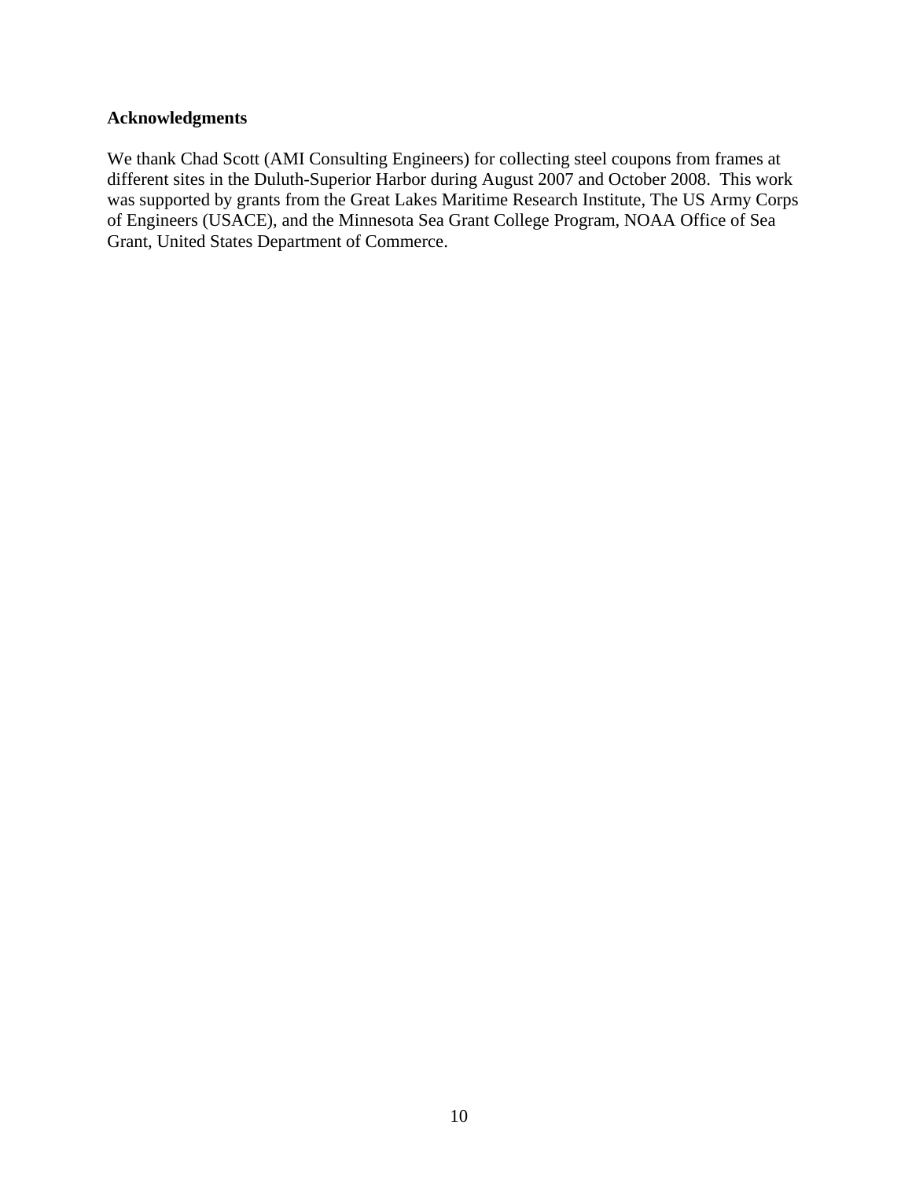## Acknowledgments

We thank Chad Scott (AMI Consulting Engineers) for collecting steel coupons from frames at different sites in the Duluth-Superior Harbor during August 2007 and October 2008. This work was supported by grants from the Great Lakes Maritime Research Institute, The US Army Corps of Engineers (USACE), and the Minnesota Sea Grant College Program, NOAA Office of Sea Grant, United States Department of Commerce.